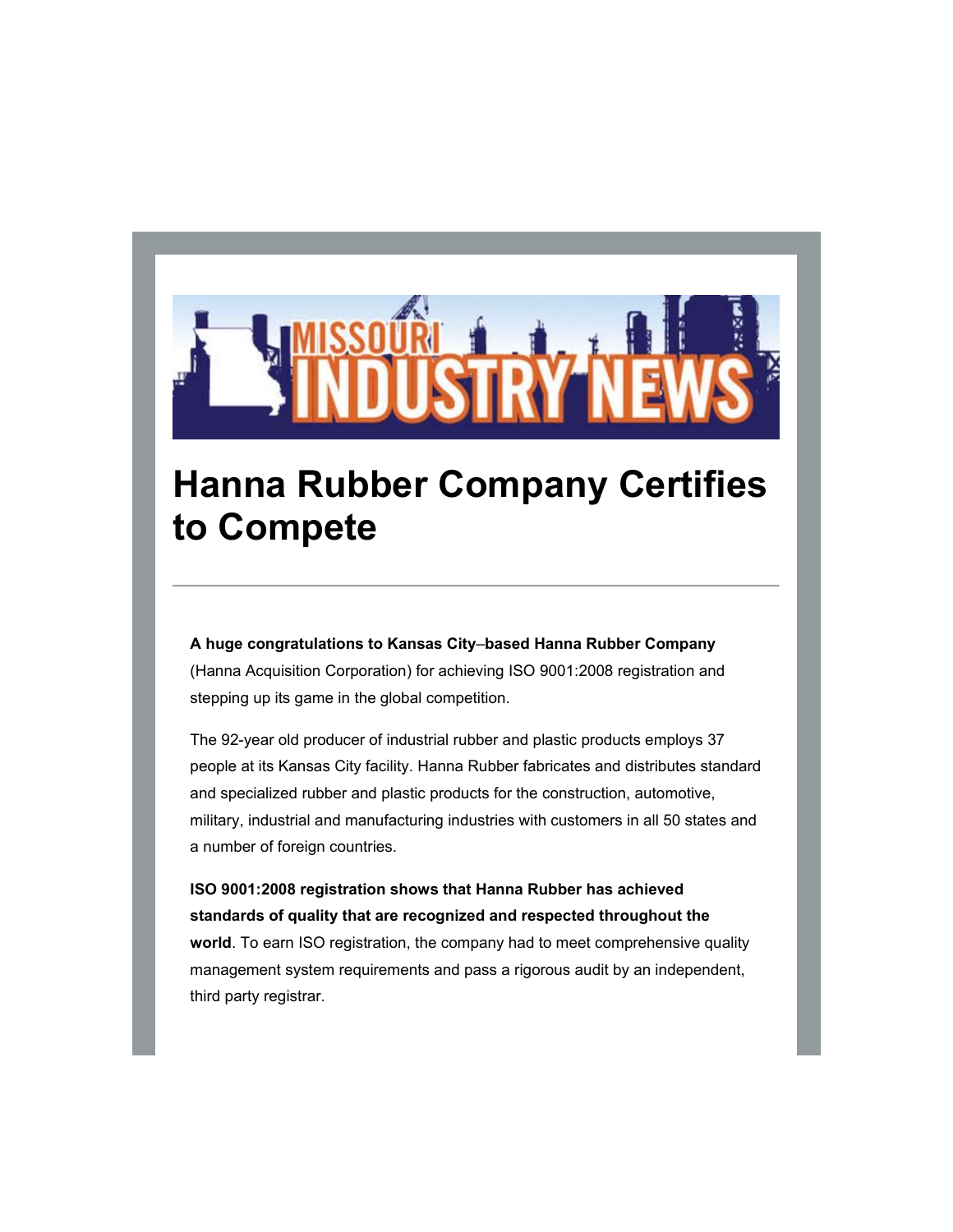MISSOURI INDUSTRY NEWS

# Hanna Rubber Company Certifies to Compete

---

**A huge congratulations to Kansas City–based Hanna Rubber Company** (Hanna Acquisition Corporation) for achieving ISO 9001:2008 registration and stepping up its game in the global competition.

The 92-year old producer of industrial rubber and plastic products employs 37 people at its Kansas City facility. Hanna Rubber fabricates and distributes standard and specialized rubber and plastic products for the construction, automotive, military, industrial and manufacturing industries with customers in all 50 states and a number of foreign countries.

**ISO 9001:2008 registration shows that Hanna Rubber has achieved standards of quality that are recognized and respected throughout the world**. To earn ISO registration, the company had to meet comprehensive quality management system requirements and pass a rigorous audit by an independent, third party registrar.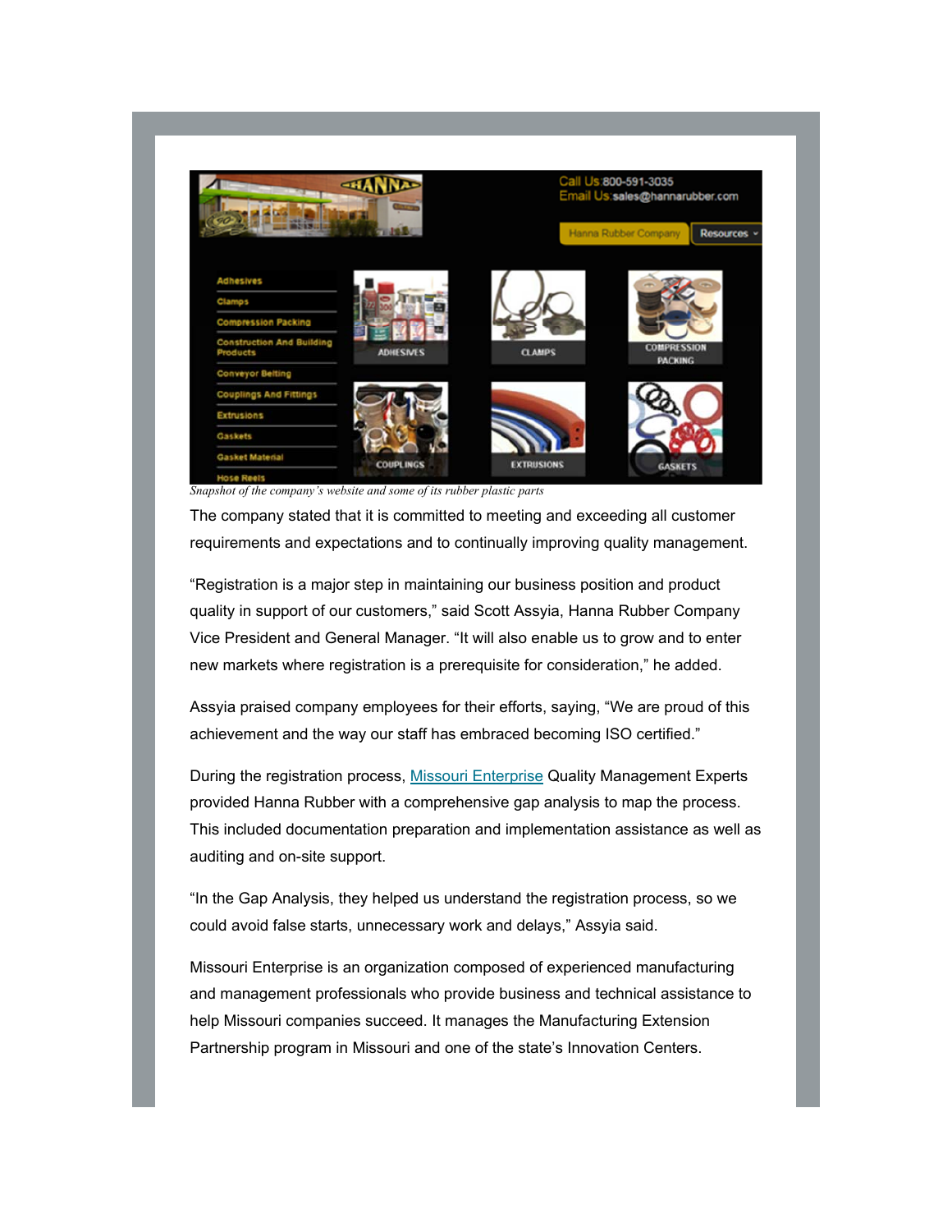*Snapshot of the company's website and some of its rubber plastic parts*

The company stated that it is committed to meeting and exceeding all customer requirements and expectations and to continually improving quality management.

"Registration is a major step in maintaining our business position and product quality in support of our customers," said Scott Assyia, Hanna Rubber Company Vice President and General Manager. "It will also enable us to grow and to enter new markets where registration is a prerequisite for consideration," he added.

Assyia praised company employees for their efforts, saying, "We are proud of this achievement and the way our staff has embraced becoming ISO certified."

During the registration process, Missouri Enterprise Quality Management Experts provided Hanna Rubber with a comprehensive gap analysis to map the process. This included documentation preparation and implementation assistance as well as auditing and on-site support.

"In the Gap Analysis, they helped us understand the registration process, so we could avoid false starts, unnecessary work and delays," Assyia said.

Missouri Enterprise is an organization composed of experienced manufacturing and management professionals who provide business and technical assistance to help Missouri companies succeed. It manages the Manufacturing Extension Partnership program in Missouri and one of the state's Innovation Centers.